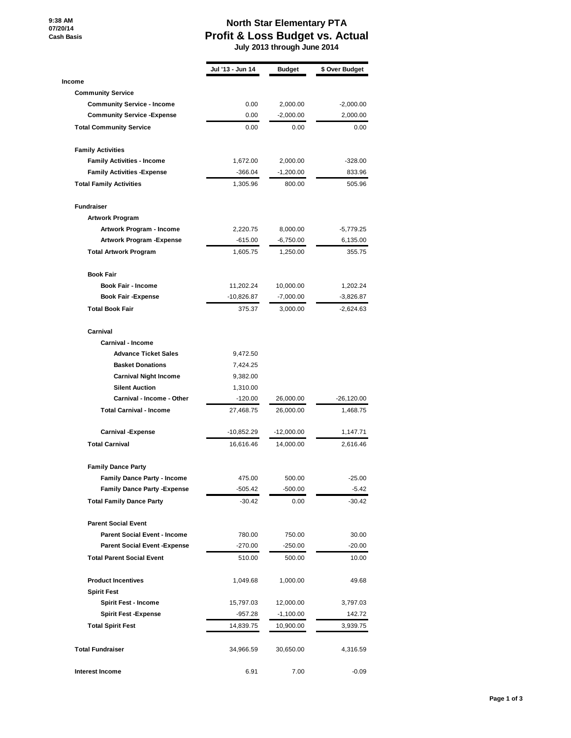9:38 AM
07/20/14
Cash Basis

# North Star Elementary PTA
## Profit & Loss Budget vs. Actual
### July 2013 through June 2014

| | Jul '13 - Jun 14 | Budget | $ Over Budget |
|---|---|---|---|
| **Income** | | | |
| **Community Service** | | | |
| **Community Service - Income** | 0.00 | 2,000.00 | -2,000.00 |
| **Community Service -Expense** | 0.00 | -2,000.00 | 2,000.00 |
| **Total Community Service** | 0.00 | 0.00 | 0.00 |
| **Family Activities** | | | |
| **Family Activities - Income** | 1,672.00 | 2,000.00 | -328.00 |
| **Family Activities -Expense** | -366.04 | -1,200.00 | 833.96 |
| **Total Family Activities** | 1,305.96 | 800.00 | 505.96 |
| **Fundraiser** | | | |
| **Artwork Program** | | | |
| **Artwork Program - Income** | 2,220.75 | 8,000.00 | -5,779.25 |
| **Artwork Program -Expense** | -615.00 | -6,750.00 | 6,135.00 |
| **Total Artwork Program** | 1,605.75 | 1,250.00 | 355.75 |
| **Book Fair** | | | |
| **Book Fair - Income** | 11,202.24 | 10,000.00 | 1,202.24 |
| **Book Fair -Expense** | -10,826.87 | -7,000.00 | -3,826.87 |
| **Total Book Fair** | 375.37 | 3,000.00 | -2,624.63 |
| **Carnival** | | | |
| **Carnival - Income** | | | |
| **Advance Ticket Sales** | 9,472.50 | | |
| **Basket Donations** | 7,424.25 | | |
| **Carnival Night Income** | 9,382.00 | | |
| **Silent Auction** | 1,310.00 | | |
| **Carnival - Income - Other** | -120.00 | 26,000.00 | -26,120.00 |
| **Total Carnival - Income** | 27,468.75 | 26,000.00 | 1,468.75 |
| **Carnival -Expense** | -10,852.29 | -12,000.00 | 1,147.71 |
| **Total Carnival** | 16,616.46 | 14,000.00 | 2,616.46 |
| **Family Dance Party** | | | |
| **Family Dance Party - Income** | 475.00 | 500.00 | -25.00 |
| **Family Dance Party -Expense** | -505.42 | -500.00 | -5.42 |
| **Total Family Dance Party** | -30.42 | 0.00 | -30.42 |
| **Parent Social Event** | | | |
| **Parent Social Event - Income** | 780.00 | 750.00 | 30.00 |
| **Parent Social Event -Expense** | -270.00 | -250.00 | -20.00 |
| **Total Parent Social Event** | 510.00 | 500.00 | 10.00 |
| **Product Incentives** | 1,049.68 | 1,000.00 | 49.68 |
| **Spirit Fest** | | | |
| **Spirit Fest - Income** | 15,797.03 | 12,000.00 | 3,797.03 |
| **Spirit Fest -Expense** | -957.28 | -1,100.00 | 142.72 |
| **Total Spirit Fest** | 14,839.75 | 10,900.00 | 3,939.75 |
| **Total Fundraiser** | 34,966.59 | 30,650.00 | 4,316.59 |
| **Interest Income** | 6.91 | 7.00 | -0.09 |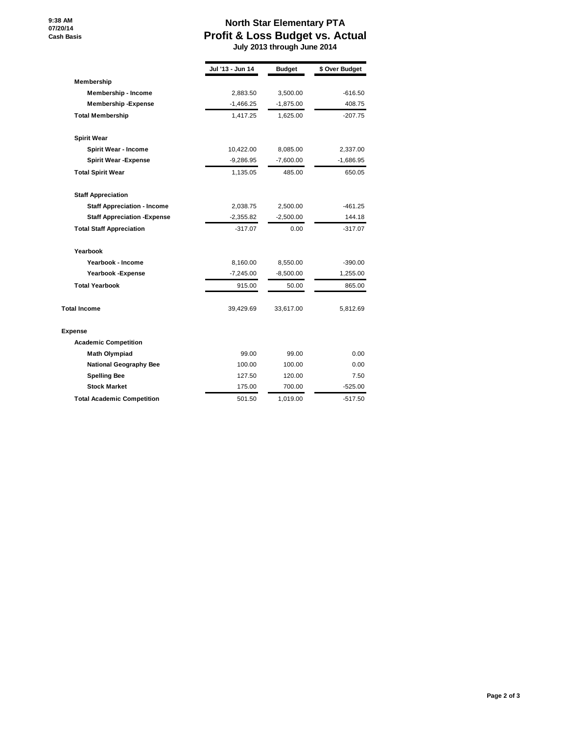# North Star Elementary PTA
## Profit & Loss Budget vs. Actual
### July 2013 through June 2014

9:38 AM
07/20/14
Cash Basis

| | Jul '13 - Jun 14 | Budget | $ Over Budget |
|---|---|---|---|
| **Membership** | | | |
| **Membership - Income** | 2,883.50 | 3,500.00 | -616.50 |
| **Membership -Expense** | -1,466.25 | -1,875.00 | 408.75 |
| **Total Membership** | 1,417.25 | 1,625.00 | -207.75 |
| **Spirit Wear** | | | |
| **Spirit Wear - Income** | 10,422.00 | 8,085.00 | 2,337.00 |
| **Spirit Wear -Expense** | -9,286.95 | -7,600.00 | -1,686.95 |
| **Total Spirit Wear** | 1,135.05 | 485.00 | 650.05 |
| **Staff Appreciation** | | | |
| **Staff Appreciation - Income** | 2,038.75 | 2,500.00 | -461.25 |
| **Staff Appreciation -Expense** | -2,355.82 | -2,500.00 | 144.18 |
| **Total Staff Appreciation** | -317.07 | 0.00 | -317.07 |
| **Yearbook** | | | |
| **Yearbook - Income** | 8,160.00 | 8,550.00 | -390.00 |
| **Yearbook -Expense** | -7,245.00 | -8,500.00 | 1,255.00 |
| **Total Yearbook** | 915.00 | 50.00 | 865.00 |
| **Total Income** | 39,429.69 | 33,617.00 | 5,812.69 |
| **Expense** | | | |
| **Academic Competition** | | | |
| **Math Olympiad** | 99.00 | 99.00 | 0.00 |
| **National Geography Bee** | 100.00 | 100.00 | 0.00 |
| **Spelling Bee** | 127.50 | 120.00 | 7.50 |
| **Stock Market** | 175.00 | 700.00 | -525.00 |
| **Total Academic Competition** | 501.50 | 1,019.00 | -517.50 |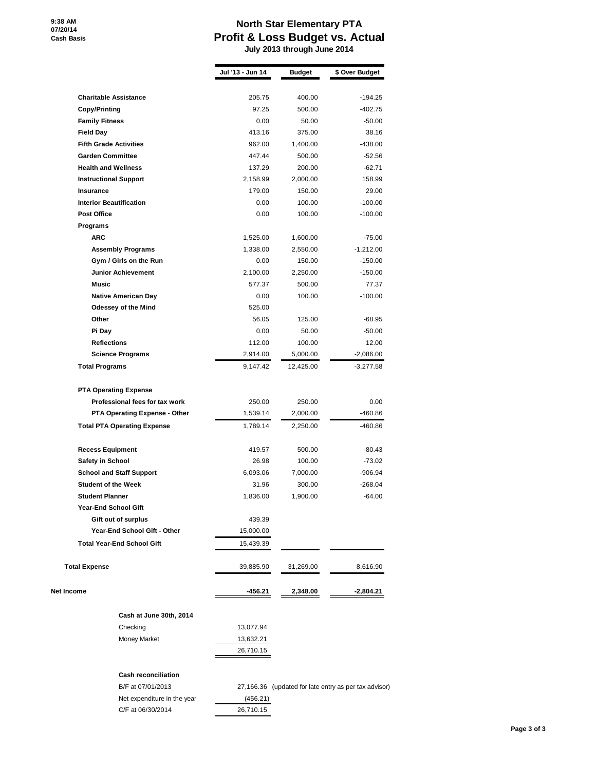# North Star Elementary PTA
## Profit & Loss Budget vs. Actual
### July 2013 through June 2014

| | Jul '13 - Jun 14 | Budget | $ Over Budget |
|---|---|---|---|
| **Charitable Assistance** | 205.75 | 400.00 | -194.25 |
| **Copy/Printing** | 97.25 | 500.00 | -402.75 |
| **Family Fitness** | 0.00 | 50.00 | -50.00 |
| **Field Day** | 413.16 | 375.00 | 38.16 |
| **Fifth Grade Activities** | 962.00 | 1,400.00 | -438.00 |
| **Garden Committee** | 447.44 | 500.00 | -52.56 |
| **Health and Wellness** | 137.29 | 200.00 | -62.71 |
| **Instructional Support** | 2,158.99 | 2,000.00 | 158.99 |
| **Insurance** | 179.00 | 150.00 | 29.00 |
| **Interior Beautification** | 0.00 | 100.00 | -100.00 |
| **Post Office** | 0.00 | 100.00 | -100.00 |
| **Programs** | | | |
| ARC | 1,525.00 | 1,600.00 | -75.00 |
| Assembly Programs | 1,338.00 | 2,550.00 | -1,212.00 |
| Gym / Girls on the Run | 0.00 | 150.00 | -150.00 |
| Junior Achievement | 2,100.00 | 2,250.00 | -150.00 |
| Music | 577.37 | 500.00 | 77.37 |
| Native American Day | 0.00 | 100.00 | -100.00 |
| Odessey of the Mind | 525.00 | | |
| Other | 56.05 | 125.00 | -68.95 |
| Pi Day | 0.00 | 50.00 | -50.00 |
| Reflections | 112.00 | 100.00 | 12.00 |
| Science Programs | 2,914.00 | 5,000.00 | -2,086.00 |
| **Total Programs** | 9,147.42 | 12,425.00 | -3,277.58 |
| **PTA Operating Expense** | | | |
| Professional fees for tax work | 250.00 | 250.00 | 0.00 |
| PTA Operating Expense - Other | 1,539.14 | 2,000.00 | -460.86 |
| **Total PTA Operating Expense** | 1,789.14 | 2,250.00 | -460.86 |
| **Recess Equipment** | 419.57 | 500.00 | -80.43 |
| **Safety in School** | 26.98 | 100.00 | -73.02 |
| **School and Staff Support** | 6,093.06 | 7,000.00 | -906.94 |
| **Student of the Week** | 31.96 | 300.00 | -268.04 |
| **Student Planner** | 1,836.00 | 1,900.00 | -64.00 |
| **Year-End School Gift** | | | |
| Gift out of surplus | 439.39 | | |
| Year-End School Gift - Other | 15,000.00 | | |
| **Total Year-End School Gift** | 15,439.39 | | |
| **Total Expense** | 39,885.90 | 31,269.00 | 8,616.90 |
| **Net Income** | **-456.21** | **2,348.00** | **-2,804.21** |

**Cash at June 30th, 2014**

| | |
|---|---|
| Checking | 13,077.94 |
| Money Market | 13,632.21 |
| | 26,710.15 |

**Cash reconciliation**

| | | |
|---|---|---|
| B/F at 07/01/2013 | 27,166.36 | (updated for late entry as per tax advisor) |
| Net expenditure in the year | (456.21) | |
| C/F at 06/30/2014 | 26,710.15 | |